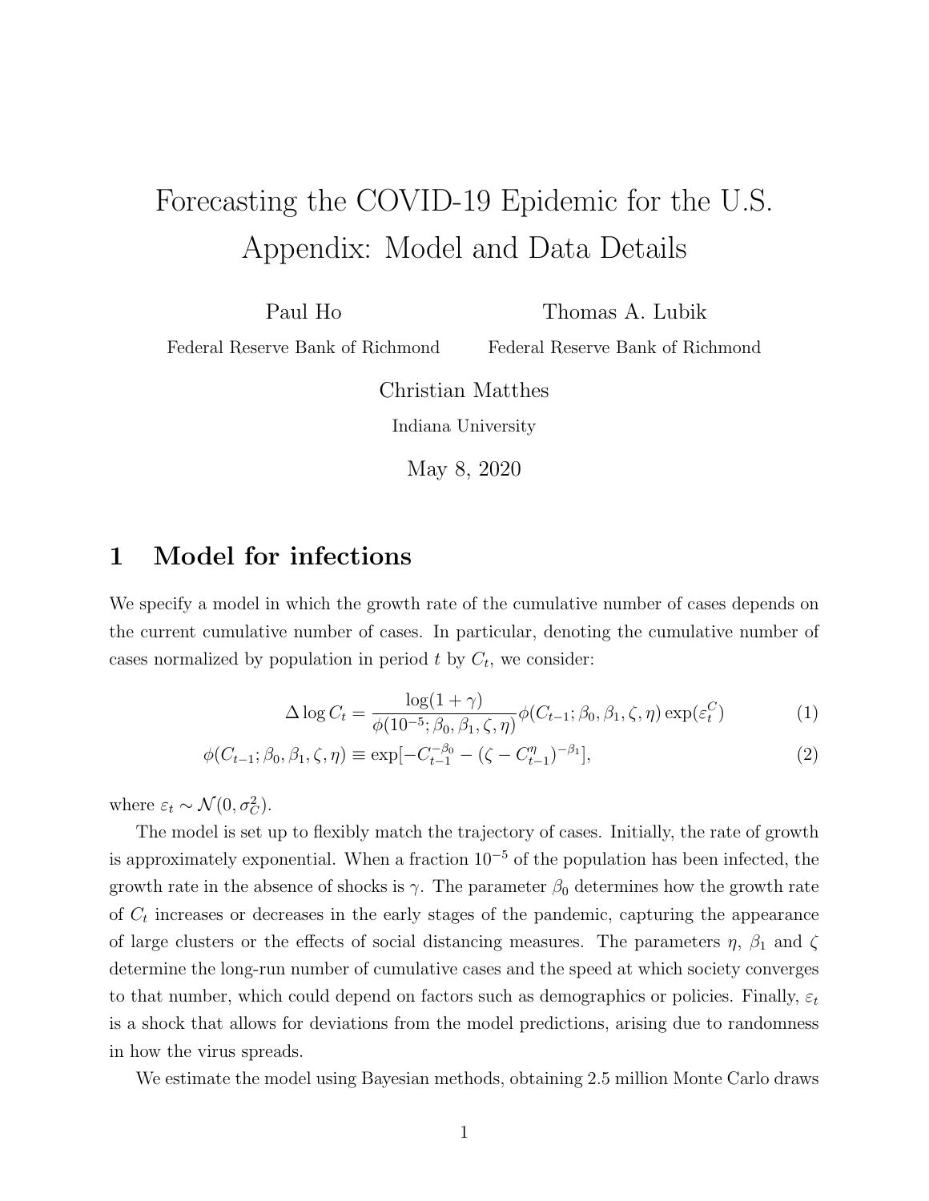# Forecasting the COVID-19 Epidemic for the U.S. Appendix: Model and Data Details

Paul Ho
Federal Reserve Bank of Richmond

Thomas A. Lubik
Federal Reserve Bank of Richmond

Christian Matthes
Indiana University

May 8, 2020

## 1 Model for infections

We specify a model in which the growth rate of the cumulative number of cases depends on the current cumulative number of cases. In particular, denoting the cumulative number of cases normalized by population in period $t$ by $C_t$, we consider:

$$\Delta \log C_t = \frac{\log(1+\gamma)}{\phi(10^{-5}; \beta_0, \beta_1, \zeta, \eta)} \phi(C_{t-1}; \beta_0, \beta_1, \zeta, \eta) \exp(\varepsilon_t^C) \tag{1}$$

$$\phi(C_{t-1}; \beta_0, \beta_1, \zeta, \eta) \equiv \exp[-C_{t-1}^{-\beta_0} - (\zeta - C_{t-1}^{\eta})^{-\beta_1}], \tag{2}$$

where $\varepsilon_t \sim \mathcal{N}(0, \sigma_C^2)$.

The model is set up to flexibly match the trajectory of cases. Initially, the rate of growth is approximately exponential. When a fraction $10^{-5}$ of the population has been infected, the growth rate in the absence of shocks is $\gamma$. The parameter $\beta_0$ determines how the growth rate of $C_t$ increases or decreases in the early stages of the pandemic, capturing the appearance of large clusters or the effects of social distancing measures. The parameters $\eta$, $\beta_1$ and $\zeta$ determine the long-run number of cumulative cases and the speed at which society converges to that number, which could depend on factors such as demographics or policies. Finally, $\varepsilon_t$ is a shock that allows for deviations from the model predictions, arising due to randomness in how the virus spreads.

We estimate the model using Bayesian methods, obtaining 2.5 million Monte Carlo draws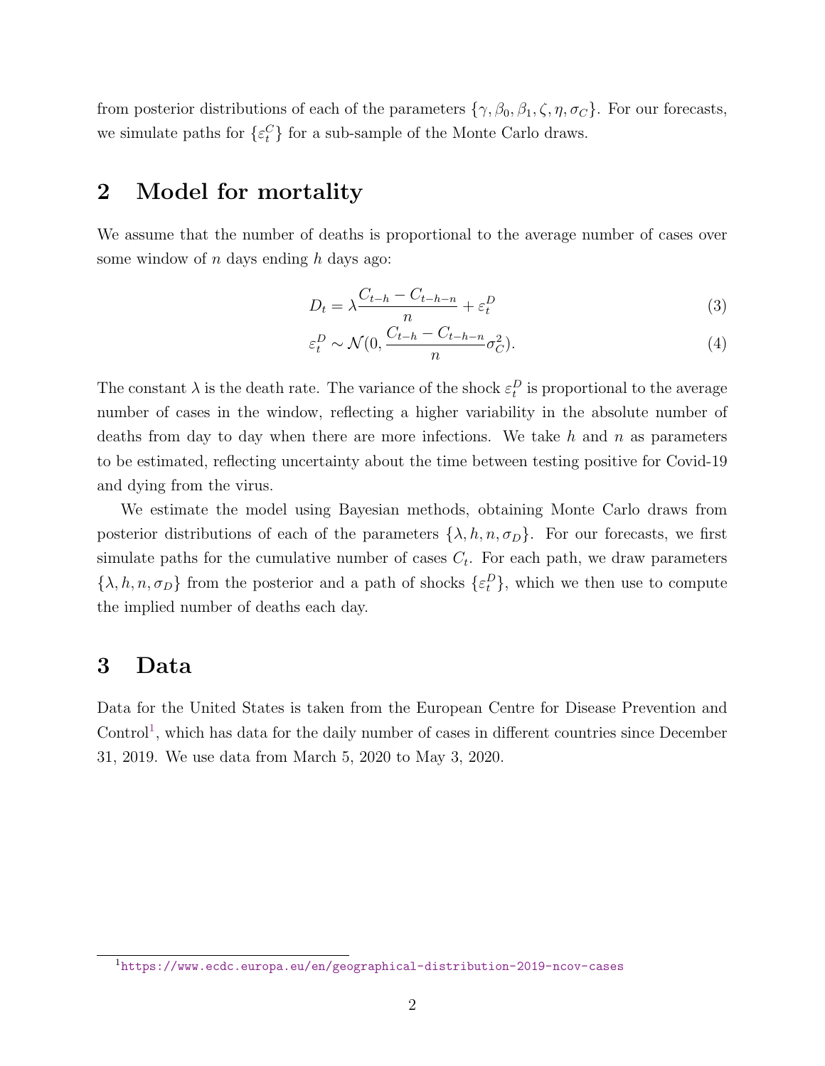from posterior distributions of each of the parameters $\{\gamma, \beta_0, \beta_1, \zeta, \eta, \sigma_C\}$. For our forecasts, we simulate paths for $\{\varepsilon_t^C\}$ for a sub-sample of the Monte Carlo draws.

## 2 Model for mortality

We assume that the number of deaths is proportional to the average number of cases over some window of $n$ days ending $h$ days ago:

$$D_t = \lambda \frac{C_{t-h} - C_{t-h-n}}{n} + \varepsilon_t^D \tag{3}$$

$$\varepsilon_t^D \sim \mathcal{N}(0, \frac{C_{t-h} - C_{t-h-n}}{n} \sigma_C^2). \tag{4}$$

The constant $\lambda$ is the death rate. The variance of the shock $\varepsilon_t^D$ is proportional to the average number of cases in the window, reflecting a higher variability in the absolute number of deaths from day to day when there are more infections. We take $h$ and $n$ as parameters to be estimated, reflecting uncertainty about the time between testing positive for Covid-19 and dying from the virus.

We estimate the model using Bayesian methods, obtaining Monte Carlo draws from posterior distributions of each of the parameters $\{\lambda, h, n, \sigma_D\}$. For our forecasts, we first simulate paths for the cumulative number of cases $C_t$. For each path, we draw parameters $\{\lambda, h, n, \sigma_D\}$ from the posterior and a path of shocks $\{\varepsilon_t^D\}$, which we then use to compute the implied number of deaths each day.

## 3 Data

Data for the United States is taken from the European Centre for Disease Prevention and Control[1], which has data for the daily number of cases in different countries since December 31, 2019. We use data from March 5, 2020 to May 3, 2020.

[1] https://www.ecdc.europa.eu/en/geographical-distribution-2019-ncov-cases